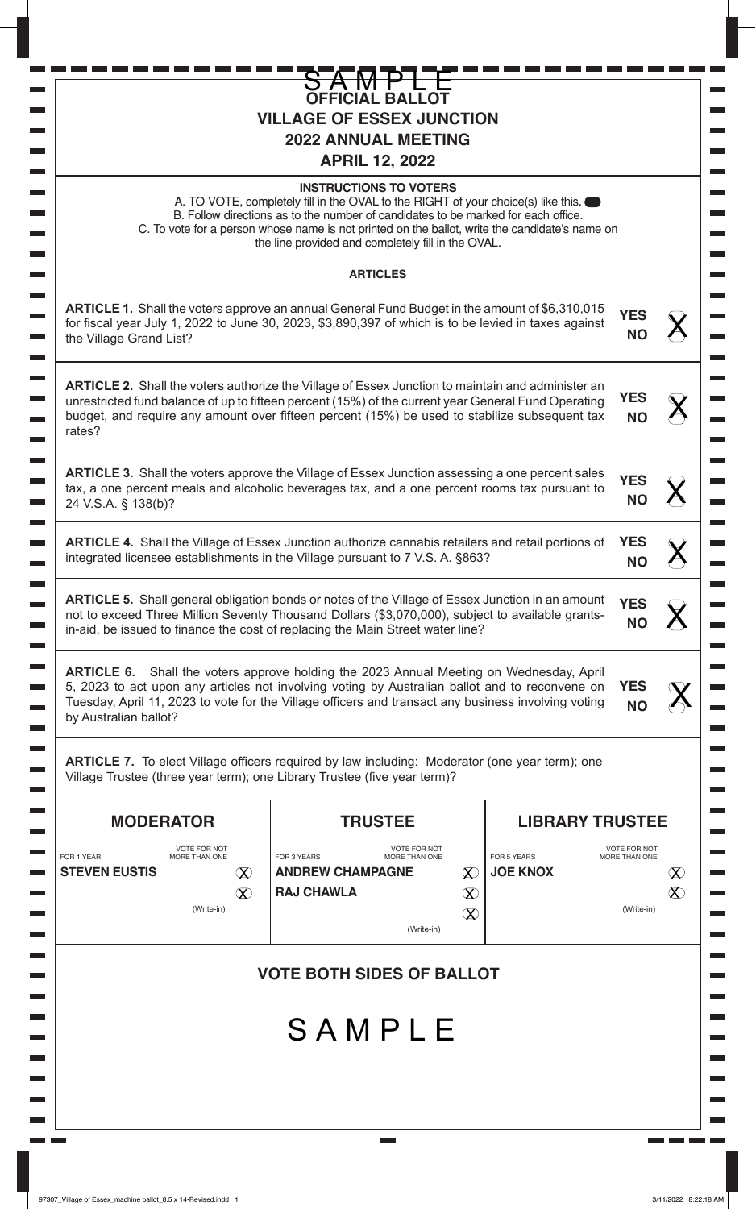SAMPLE

# OFFICIAL BALLOT
## VILLAGE OF ESSEX JUNCTION
## 2022 ANNUAL MEETING
## APRIL 12, 2022

**INSTRUCTIONS TO VOTERS**

A. TO VOTE, completely fill in the OVAL to the RIGHT of your choice(s) like this.
B. Follow directions as to the number of candidates to be marked for each office.
C. To vote for a person whose name is not printed on the ballot, write the candidate's name on the line provided and completely fill in the OVAL.

**ARTICLES**

**ARTICLE 1.** Shall the voters approve an annual General Fund Budget in the amount of $6,310,015 for fiscal year July 1, 2022 to June 30, 2023, $3,890,397 of which is to be levied in taxes against the Village Grand List?

**YES** ⓧ
**NO** ⓧ

**ARTICLE 2.** Shall the voters authorize the Village of Essex Junction to maintain and administer an unrestricted fund balance of up to fifteen percent (15%) of the current year General Fund Operating budget, and require any amount over fifteen percent (15%) be used to stabilize subsequent tax rates?

**YES** ⓧ
**NO** ⓧ

**ARTICLE 3.** Shall the voters approve the Village of Essex Junction assessing a one percent sales tax, a one percent meals and alcoholic beverages tax, and a one percent rooms tax pursuant to 24 V.S.A. § 138(b)?

**YES** ⓧ
**NO** ⓧ

**ARTICLE 4.** Shall the Village of Essex Junction authorize cannabis retailers and retail portions of integrated licensee establishments in the Village pursuant to 7 V.S. A. §863?

**YES** ⓧ
**NO** ⓧ

**ARTICLE 5.** Shall general obligation bonds or notes of the Village of Essex Junction in an amount not to exceed Three Million Seventy Thousand Dollars ($3,070,000), subject to available grants-in-aid, be issued to finance the cost of replacing the Main Street water line?

**YES** ⓧ
**NO** ⓧ

**ARTICLE 6.** Shall the voters approve holding the 2023 Annual Meeting on Wednesday, April 5, 2023 to act upon any articles not involving voting by Australian ballot and to reconvene on Tuesday, April 11, 2023 to vote for the Village officers and transact any business involving voting by Australian ballot?

**YES** ⓧ
**NO** ⓧ

**ARTICLE 7.** To elect Village officers required by law including: Moderator (one year term); one Village Trustee (three year term); one Library Trustee (five year term)?

| MODERATOR | | TRUSTEE | | LIBRARY TRUSTEE | |
|---|---|---|---|---|---|
| FOR 1 YEAR — VOTE FOR NOT MORE THAN ONE | | FOR 3 YEARS — VOTE FOR NOT MORE THAN ONE | | FOR 5 YEARS — VOTE FOR NOT MORE THAN ONE | |
| **STEVEN EUSTIS** | ⓧ | **ANDREW CHAMPAGNE** | ⓧ | **JOE KNOX** | ⓧ |
| (Write-in) | ⓧ | **RAJ CHAWLA** | ⓧ | (Write-in) | ⓧ |
| | | (Write-in) | ⓧ | | |

**VOTE BOTH SIDES OF BALLOT**

SAMPLE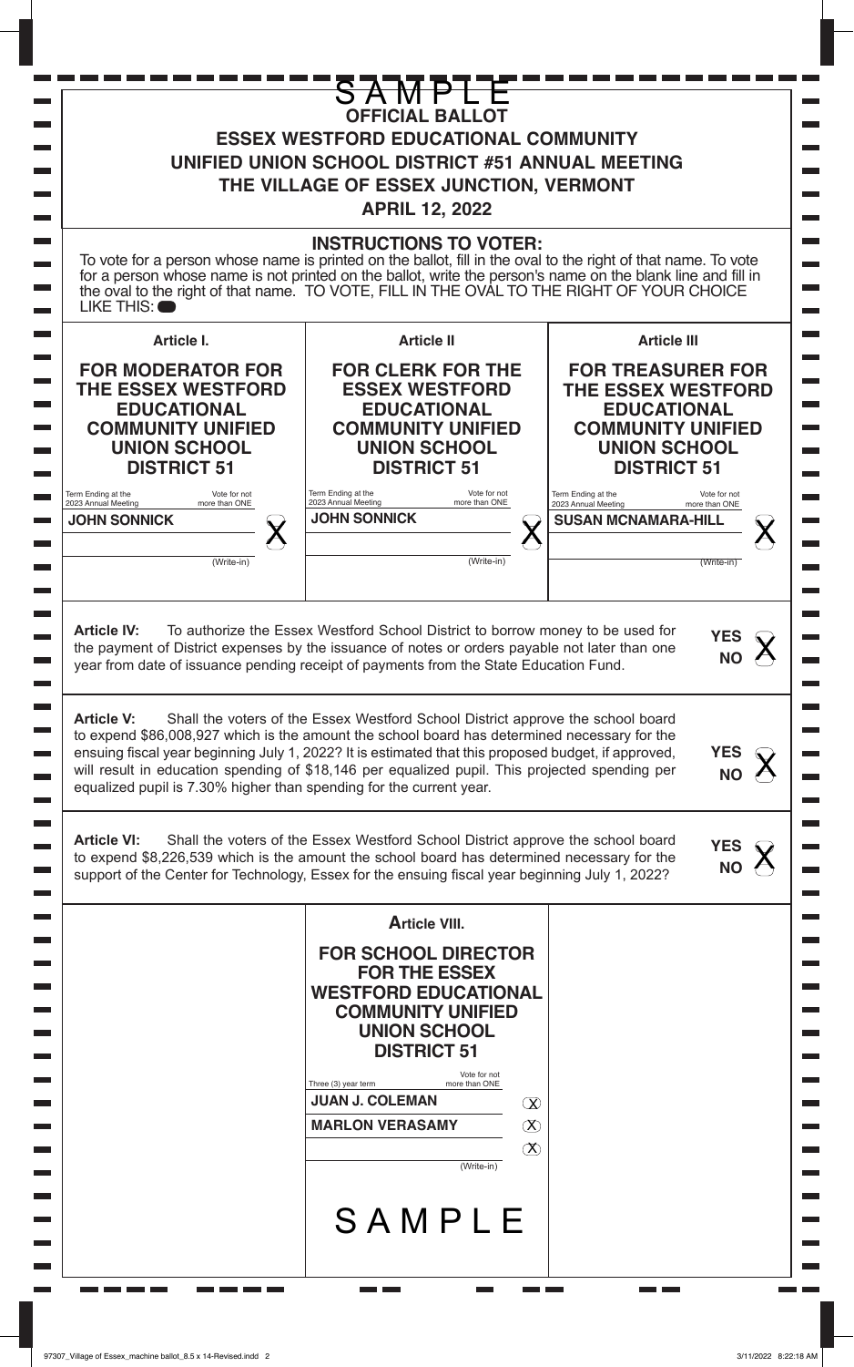SAMPLE

# OFFICIAL BALLOT

## ESSEX WESTFORD EDUCATIONAL COMMUNITY UNIFIED UNION SCHOOL DISTRICT #51 ANNUAL MEETING THE VILLAGE OF ESSEX JUNCTION, VERMONT

**APRIL 12, 2022**

### INSTRUCTIONS TO VOTER:

To vote for a person whose name is printed on the ballot, fill in the oval to the right of that name. To vote for a person whose name is not printed on the ballot, write the person's name on the blank line and fill in the oval to the right of that name. TO VOTE, FILL IN THE OVAL TO THE RIGHT OF YOUR CHOICE LIKE THIS: ⬬

**Article I.**

**FOR MODERATOR FOR THE ESSEX WESTFORD EDUCATIONAL COMMUNITY UNIFIED UNION SCHOOL DISTRICT 51**

Term Ending at the 2023 Annual Meeting — Vote for not more than ONE

JOHN SONNICK X

_______________ (Write-in)

**Article II**

**FOR CLERK FOR THE ESSEX WESTFORD EDUCATIONAL COMMUNITY UNIFIED UNION SCHOOL DISTRICT 51**

Term Ending at the 2023 Annual Meeting — Vote for not more than ONE

JOHN SONNICK X

_______________ (Write-in)

**Article III**

**FOR TREASURER FOR THE ESSEX WESTFORD EDUCATIONAL COMMUNITY UNIFIED UNION SCHOOL DISTRICT 51**

Term Ending at the 2023 Annual Meeting — Vote for not more than ONE

SUSAN MCNAMARA-HILL X

_______________ (Write-in)

**Article IV:** To authorize the Essex Westford School District to borrow money to be used for the payment of District expenses by the issuance of notes or orders payable not later than one year from date of issuance pending receipt of payments from the State Education Fund.

YES X
NO X

**Article V:** Shall the voters of the Essex Westford School District approve the school board to expend $86,008,927 which is the amount the school board has determined necessary for the ensuing fiscal year beginning July 1, 2022? It is estimated that this proposed budget, if approved, will result in education spending of $18,146 per equalized pupil. This projected spending per equalized pupil is 7.30% higher than spending for the current year.

YES X
NO X

**Article VI:** Shall the voters of the Essex Westford School District approve the school board to expend $8,226,539 which is the amount the school board has determined necessary for the support of the Center for Technology, Essex for the ensuing fiscal year beginning July 1, 2022?

YES X
NO X

**Article VIII.**

**FOR SCHOOL DIRECTOR FOR THE ESSEX WESTFORD EDUCATIONAL COMMUNITY UNIFIED UNION SCHOOL DISTRICT 51**

Three (3) year term — Vote for not more than ONE

JUAN J. COLEMAN (X)

MARLON VERASAMY (X)

_______________ (Write-in) (X)

SAMPLE